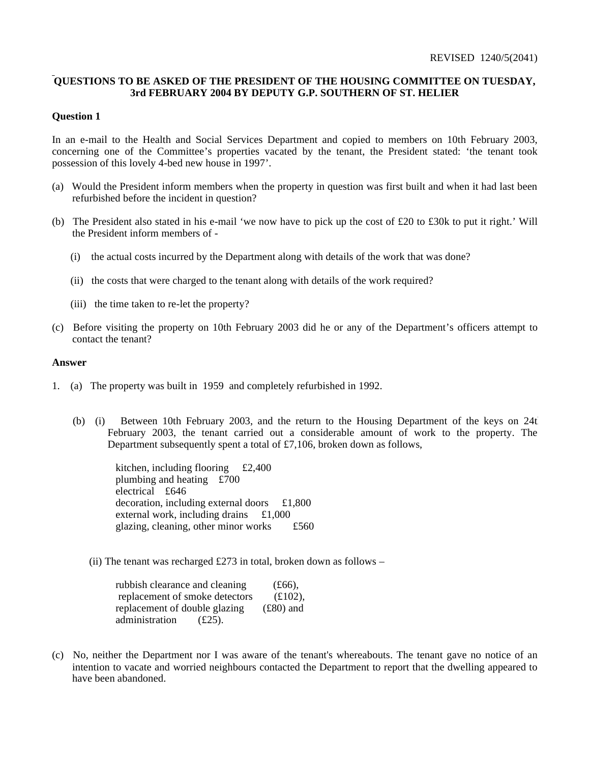REVISED 1240/5(2041)

**QUESTIONS TO BE ASKED OF THE PRESIDENT OF THE HOUSING COMMITTEE ON TUESDAY, 3rd FEBRUARY 2004 BY DEPUTY G.P. SOUTHERN OF ST. HELIER**

**Question 1**

In an e-mail to the Health and Social Services Department and copied to members on 10th February 2003, concerning one of the Committee's properties vacated by the tenant, the President stated: 'the tenant took possession of this lovely 4-bed new house in 1997'.

(a) Would the President inform members when the property in question was first built and when it had last been refurbished before the incident in question?

(b) The President also stated in his e-mail 'we now have to pick up the cost of £20 to £30k to put it right.' Will the President inform members of -

(i) the actual costs incurred by the Department along with details of the work that was done?

(ii) the costs that were charged to the tenant along with details of the work required?

(iii) the time taken to re-let the property?

(c) Before visiting the property on 10th February 2003 did he or any of the Department's officers attempt to contact the tenant?

**Answer**

1. (a) The property was built in 1959 and completely refurbished in 1992.

(b) (i) Between 10th February 2003, and the return to the Housing Department of the keys on 24th February 2003, the tenant carried out a considerable amount of work to the property. The Department subsequently spent a total of £7,106, broken down as follows,

kitchen, including flooring £2,400
plumbing and heating £700
electrical £646
decoration, including external doors £1,800
external work, including drains £1,000
glazing, cleaning, other minor works £560

(ii) The tenant was recharged £273 in total, broken down as follows –

rubbish clearance and cleaning (£66),
replacement of smoke detectors (£102),
replacement of double glazing (£80) and
administration (£25).

(c) No, neither the Department nor I was aware of the tenant's whereabouts. The tenant gave no notice of an intention to vacate and worried neighbours contacted the Department to report that the dwelling appeared to have been abandoned.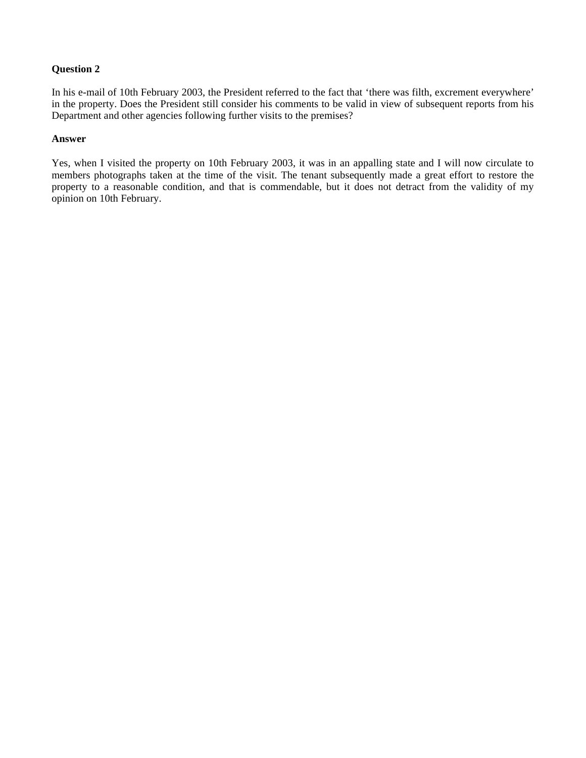**Question 2**

In his e-mail of 10th February 2003, the President referred to the fact that ‘there was filth, excrement everywhere’ in the property. Does the President still consider his comments to be valid in view of subsequent reports from his Department and other agencies following further visits to the premises?

**Answer**

Yes, when I visited the property on 10th February 2003, it was in an appalling state and I will now circulate to members photographs taken at the time of the visit. The tenant subsequently made a great effort to restore the property to a reasonable condition, and that is commendable, but it does not detract from the validity of my opinion on 10th February.